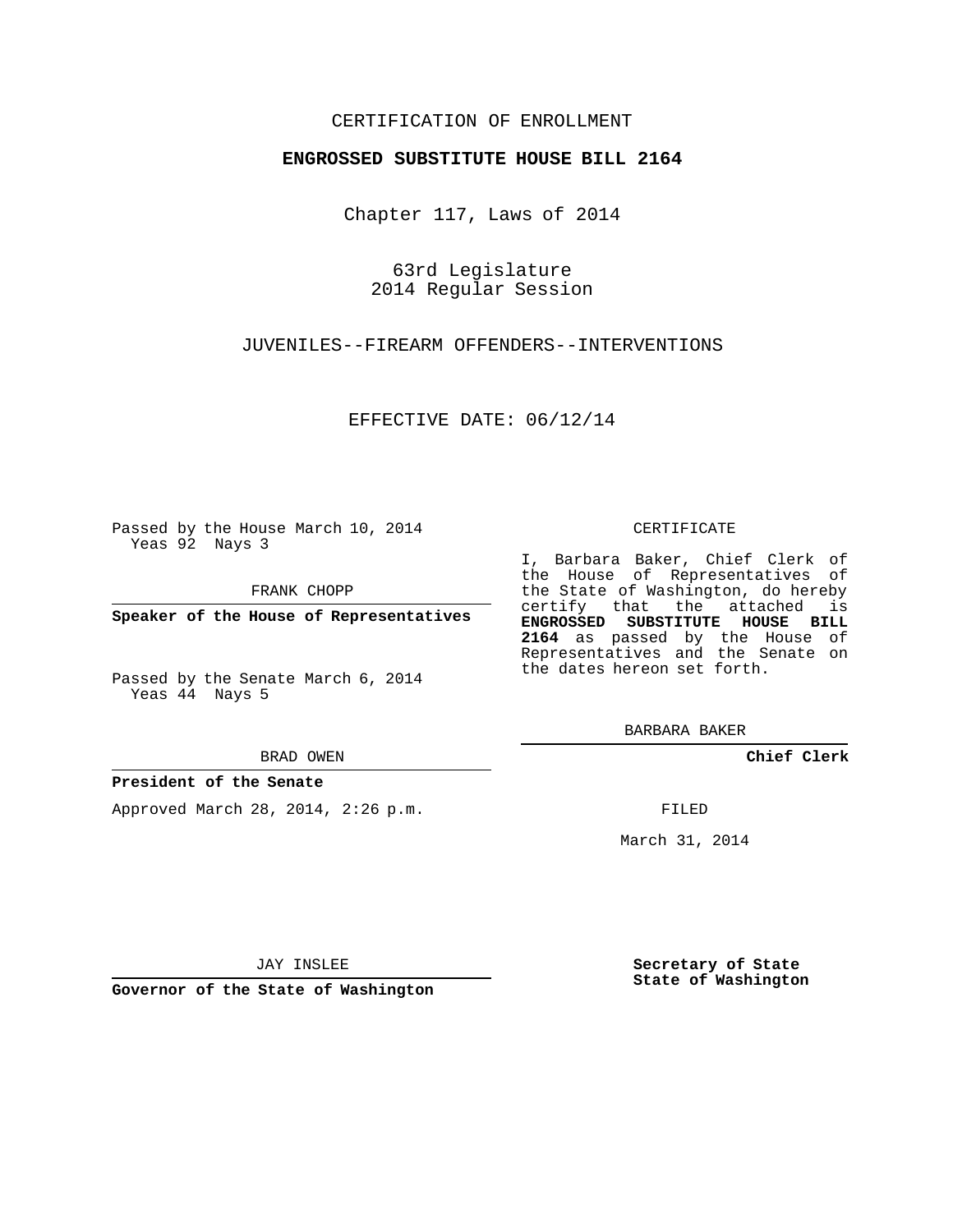CERTIFICATION OF ENROLLMENT

**ENGROSSED SUBSTITUTE HOUSE BILL 2164**

Chapter 117, Laws of 2014

63rd Legislature
2014 Regular Session

JUVENILES--FIREARM OFFENDERS--INTERVENTIONS

EFFECTIVE DATE: 06/12/14

Passed by the House March 10, 2014
Yeas 92 Nays 3

FRANK CHOPP

**Speaker of the House of Representatives**

Passed by the Senate March 6, 2014
Yeas 44 Nays 5

BRAD OWEN

**President of the Senate**

Approved March 28, 2014, 2:26 p.m.

JAY INSLEE

**Governor of the State of Washington**

CERTIFICATE

I, Barbara Baker, Chief Clerk of the House of Representatives of the State of Washington, do hereby certify that the attached is **ENGROSSED SUBSTITUTE HOUSE BILL 2164** as passed by the House of Representatives and the Senate on the dates hereon set forth.

BARBARA BAKER

**Chief Clerk**

FILED

March 31, 2014

**Secretary of State**
**State of Washington**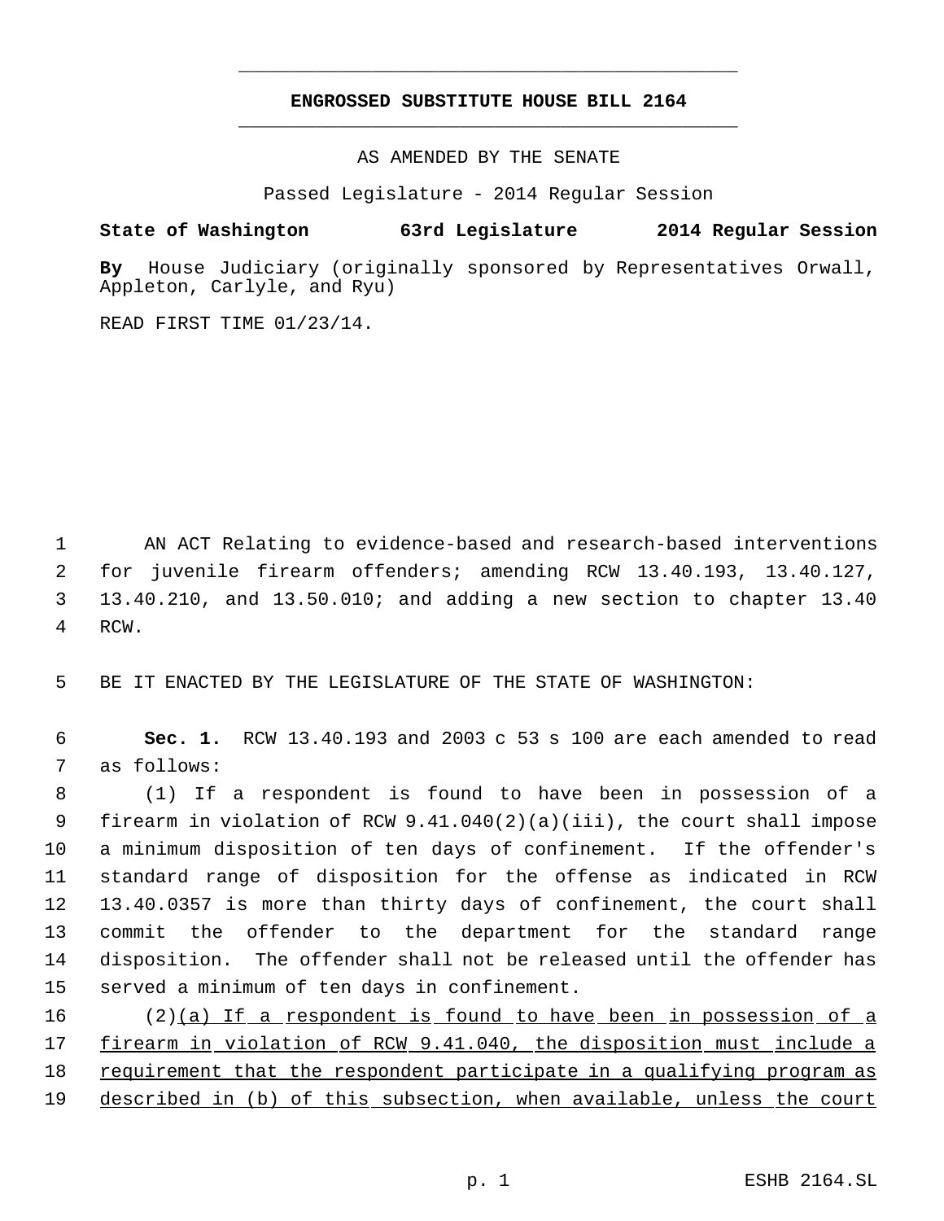# ENGROSSED SUBSTITUTE HOUSE BILL 2164

AS AMENDED BY THE SENATE

Passed Legislature - 2014 Regular Session

**State of Washington 63rd Legislature 2014 Regular Session**

**By** House Judiciary (originally sponsored by Representatives Orwall, Appleton, Carlyle, and Ryu)

READ FIRST TIME 01/23/14.

AN ACT Relating to evidence-based and research-based interventions for juvenile firearm offenders; amending RCW 13.40.193, 13.40.127, 13.40.210, and 13.50.010; and adding a new section to chapter 13.40 RCW.

BE IT ENACTED BY THE LEGISLATURE OF THE STATE OF WASHINGTON:

**Sec. 1.** RCW 13.40.193 and 2003 c 53 s 100 are each amended to read as follows:

(1) If a respondent is found to have been in possession of a firearm in violation of RCW 9.41.040(2)(a)(iii), the court shall impose a minimum disposition of ten days of confinement. If the offender's standard range of disposition for the offense as indicated in RCW 13.40.0357 is more than thirty days of confinement, the court shall commit the offender to the department for the standard range disposition. The offender shall not be released until the offender has served a minimum of ten days in confinement.

(2)(a) If a respondent is found to have been in possession of a firearm in violation of RCW 9.41.040, the disposition must include a requirement that the respondent participate in a qualifying program as described in (b) of this subsection, when available, unless the court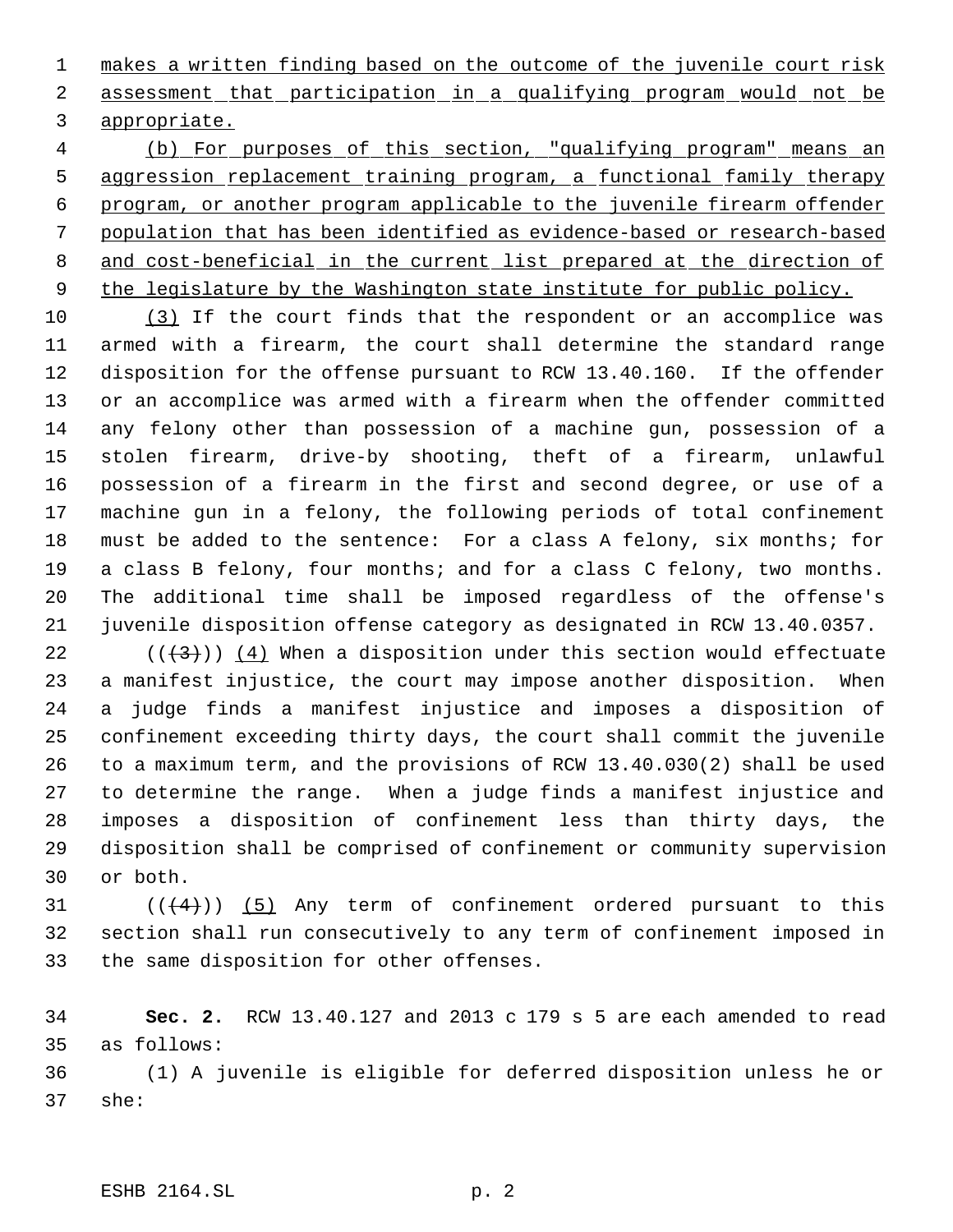makes a written finding based on the outcome of the juvenile court risk assessment that participation in a qualifying program would not be appropriate.

(b) For purposes of this section, "qualifying program" means an aggression replacement training program, a functional family therapy program, or another program applicable to the juvenile firearm offender population that has been identified as evidence-based or research-based and cost-beneficial in the current list prepared at the direction of the legislature by the Washington state institute for public policy.

(3) If the court finds that the respondent or an accomplice was armed with a firearm, the court shall determine the standard range disposition for the offense pursuant to RCW 13.40.160. If the offender or an accomplice was armed with a firearm when the offender committed any felony other than possession of a machine gun, possession of a stolen firearm, drive-by shooting, theft of a firearm, unlawful possession of a firearm in the first and second degree, or use of a machine gun in a felony, the following periods of total confinement must be added to the sentence: For a class A felony, six months; for a class B felony, four months; and for a class C felony, two months. The additional time shall be imposed regardless of the offense's juvenile disposition offense category as designated in RCW 13.40.0357.

((~~(3)~~)) (4) When a disposition under this section would effectuate a manifest injustice, the court may impose another disposition. When a judge finds a manifest injustice and imposes a disposition of confinement exceeding thirty days, the court shall commit the juvenile to a maximum term, and the provisions of RCW 13.40.030(2) shall be used to determine the range. When a judge finds a manifest injustice and imposes a disposition of confinement less than thirty days, the disposition shall be comprised of confinement or community supervision or both.

((~~(4)~~)) (5) Any term of confinement ordered pursuant to this section shall run consecutively to any term of confinement imposed in the same disposition for other offenses.

**Sec. 2.** RCW 13.40.127 and 2013 c 179 s 5 are each amended to read as follows:

(1) A juvenile is eligible for deferred disposition unless he or she: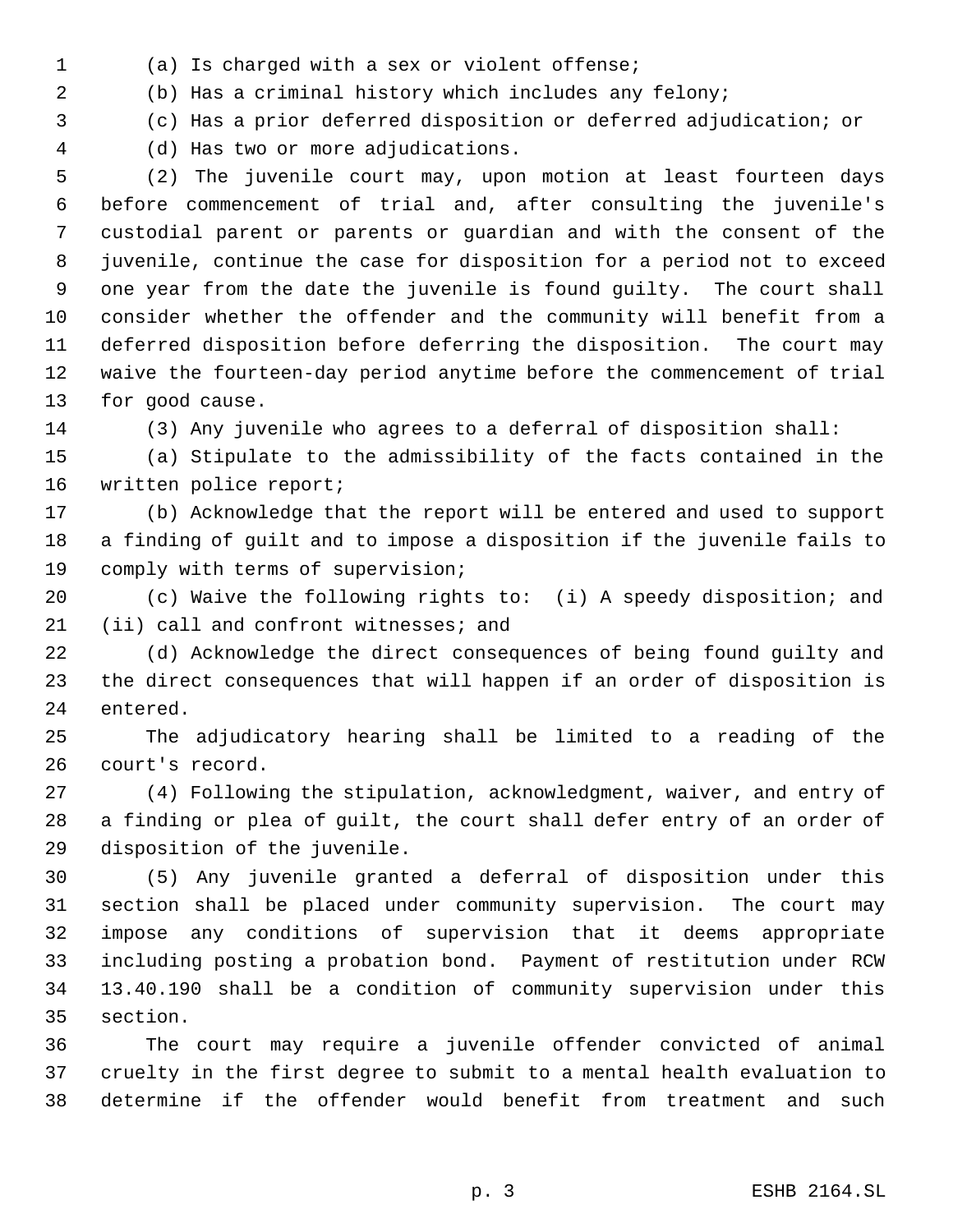(a) Is charged with a sex or violent offense;

(b) Has a criminal history which includes any felony;

(c) Has a prior deferred disposition or deferred adjudication; or

(d) Has two or more adjudications.

(2) The juvenile court may, upon motion at least fourteen days before commencement of trial and, after consulting the juvenile's custodial parent or parents or guardian and with the consent of the juvenile, continue the case for disposition for a period not to exceed one year from the date the juvenile is found guilty. The court shall consider whether the offender and the community will benefit from a deferred disposition before deferring the disposition. The court may waive the fourteen-day period anytime before the commencement of trial for good cause.

(3) Any juvenile who agrees to a deferral of disposition shall:

(a) Stipulate to the admissibility of the facts contained in the written police report;

(b) Acknowledge that the report will be entered and used to support a finding of guilt and to impose a disposition if the juvenile fails to comply with terms of supervision;

(c) Waive the following rights to: (i) A speedy disposition; and (ii) call and confront witnesses; and

(d) Acknowledge the direct consequences of being found guilty and the direct consequences that will happen if an order of disposition is entered.

The adjudicatory hearing shall be limited to a reading of the court's record.

(4) Following the stipulation, acknowledgment, waiver, and entry of a finding or plea of guilt, the court shall defer entry of an order of disposition of the juvenile.

(5) Any juvenile granted a deferral of disposition under this section shall be placed under community supervision. The court may impose any conditions of supervision that it deems appropriate including posting a probation bond. Payment of restitution under RCW 13.40.190 shall be a condition of community supervision under this section.

The court may require a juvenile offender convicted of animal cruelty in the first degree to submit to a mental health evaluation to determine if the offender would benefit from treatment and such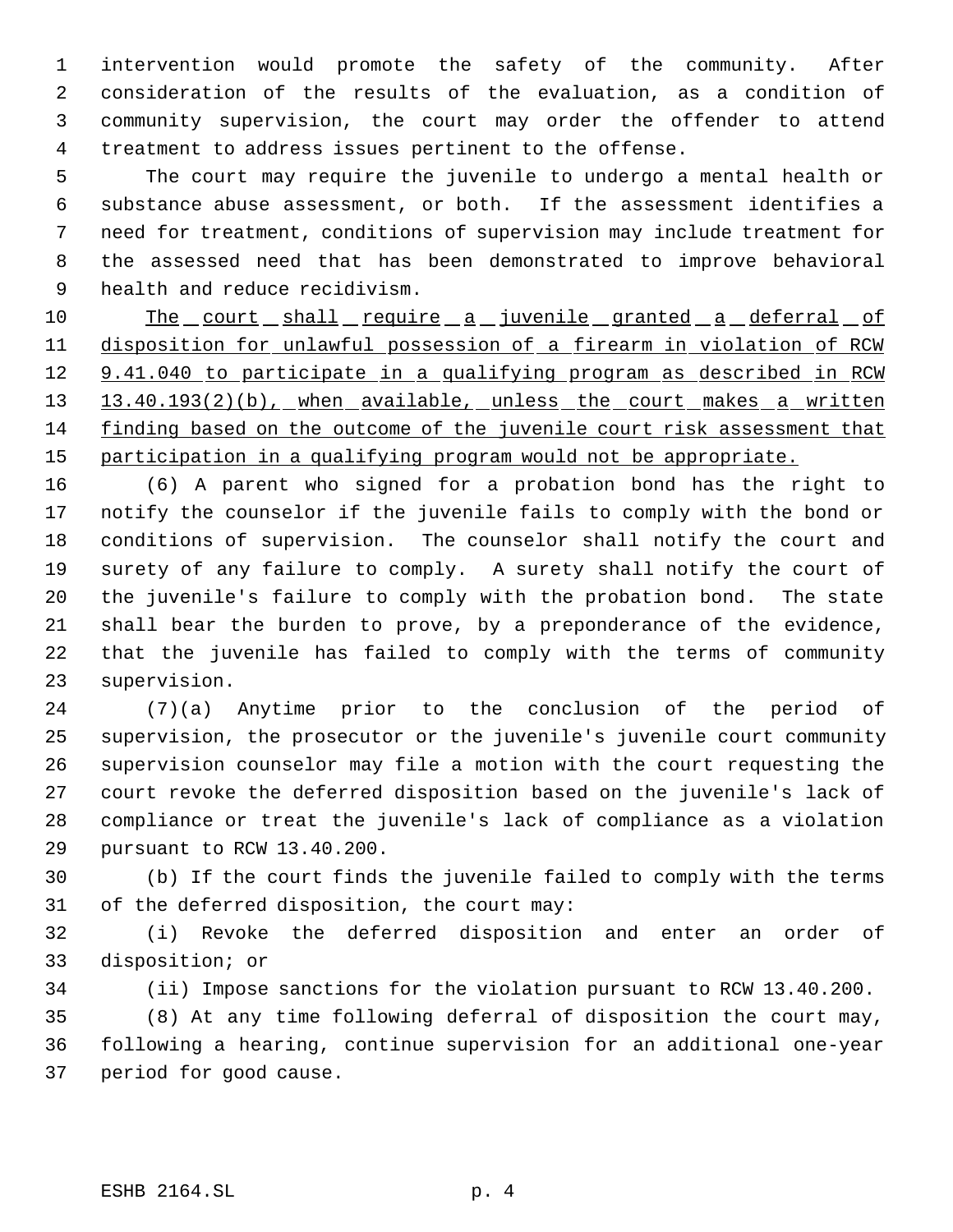intervention would promote the safety of the community. After consideration of the results of the evaluation, as a condition of community supervision, the court may order the offender to attend treatment to address issues pertinent to the offense.

The court may require the juvenile to undergo a mental health or substance abuse assessment, or both. If the assessment identifies a need for treatment, conditions of supervision may include treatment for the assessed need that has been demonstrated to improve behavioral health and reduce recidivism.

<u>The court shall require a juvenile granted a deferral of disposition for unlawful possession of a firearm in violation of RCW 9.41.040 to participate in a qualifying program as described in RCW 13.40.193(2)(b), when available, unless the court makes a written finding based on the outcome of the juvenile court risk assessment that participation in a qualifying program would not be appropriate.</u>

(6) A parent who signed for a probation bond has the right to notify the counselor if the juvenile fails to comply with the bond or conditions of supervision. The counselor shall notify the court and surety of any failure to comply. A surety shall notify the court of the juvenile's failure to comply with the probation bond. The state shall bear the burden to prove, by a preponderance of the evidence, that the juvenile has failed to comply with the terms of community supervision.

(7)(a) Anytime prior to the conclusion of the period of supervision, the prosecutor or the juvenile's juvenile court community supervision counselor may file a motion with the court requesting the court revoke the deferred disposition based on the juvenile's lack of compliance or treat the juvenile's lack of compliance as a violation pursuant to RCW 13.40.200.

(b) If the court finds the juvenile failed to comply with the terms of the deferred disposition, the court may:

(i) Revoke the deferred disposition and enter an order of disposition; or

(ii) Impose sanctions for the violation pursuant to RCW 13.40.200.

(8) At any time following deferral of disposition the court may, following a hearing, continue supervision for an additional one-year period for good cause.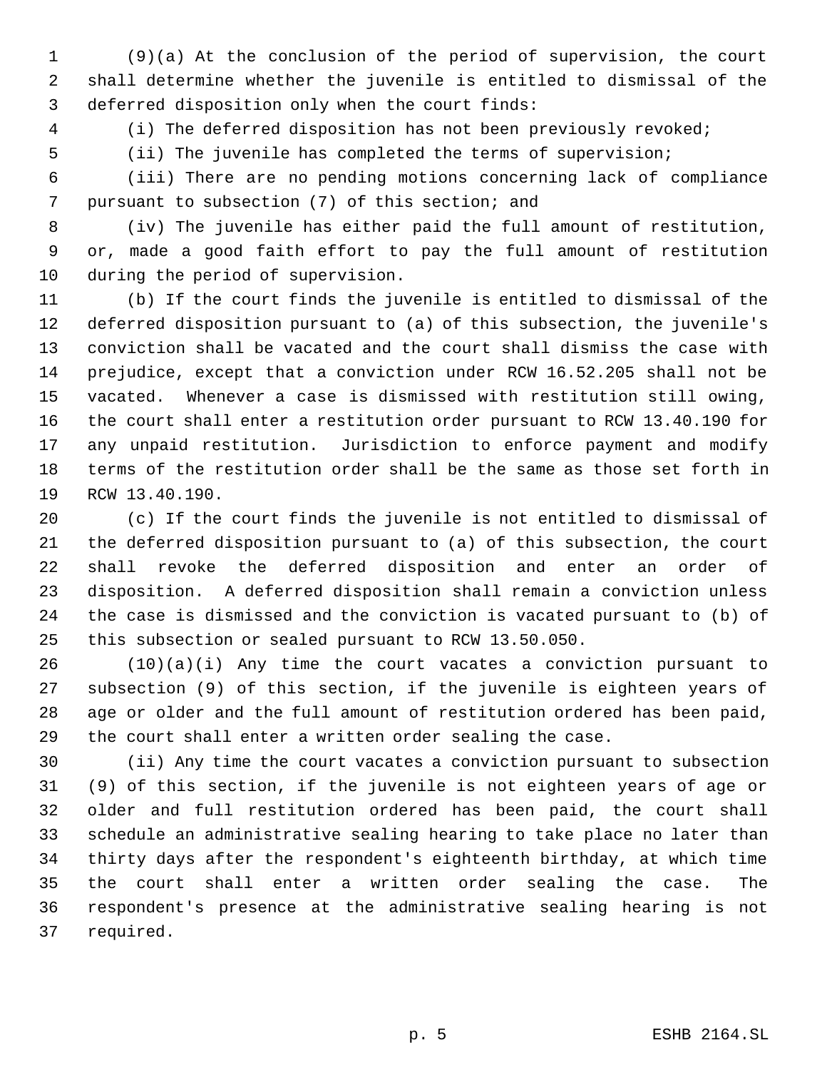(9)(a) At the conclusion of the period of supervision, the court shall determine whether the juvenile is entitled to dismissal of the deferred disposition only when the court finds:

(i) The deferred disposition has not been previously revoked;

(ii) The juvenile has completed the terms of supervision;

(iii) There are no pending motions concerning lack of compliance pursuant to subsection (7) of this section; and

(iv) The juvenile has either paid the full amount of restitution, or, made a good faith effort to pay the full amount of restitution during the period of supervision.

(b) If the court finds the juvenile is entitled to dismissal of the deferred disposition pursuant to (a) of this subsection, the juvenile's conviction shall be vacated and the court shall dismiss the case with prejudice, except that a conviction under RCW 16.52.205 shall not be vacated. Whenever a case is dismissed with restitution still owing, the court shall enter a restitution order pursuant to RCW 13.40.190 for any unpaid restitution. Jurisdiction to enforce payment and modify terms of the restitution order shall be the same as those set forth in RCW 13.40.190.

(c) If the court finds the juvenile is not entitled to dismissal of the deferred disposition pursuant to (a) of this subsection, the court shall revoke the deferred disposition and enter an order of disposition. A deferred disposition shall remain a conviction unless the case is dismissed and the conviction is vacated pursuant to (b) of this subsection or sealed pursuant to RCW 13.50.050.

(10)(a)(i) Any time the court vacates a conviction pursuant to subsection (9) of this section, if the juvenile is eighteen years of age or older and the full amount of restitution ordered has been paid, the court shall enter a written order sealing the case.

(ii) Any time the court vacates a conviction pursuant to subsection (9) of this section, if the juvenile is not eighteen years of age or older and full restitution ordered has been paid, the court shall schedule an administrative sealing hearing to take place no later than thirty days after the respondent's eighteenth birthday, at which time the court shall enter a written order sealing the case. The respondent's presence at the administrative sealing hearing is not required.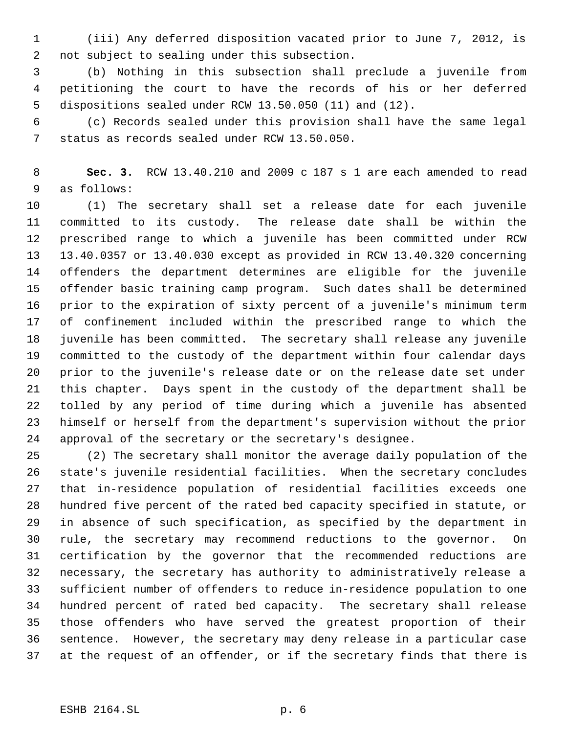(iii) Any deferred disposition vacated prior to June 7, 2012, is not subject to sealing under this subsection.

(b) Nothing in this subsection shall preclude a juvenile from petitioning the court to have the records of his or her deferred dispositions sealed under RCW 13.50.050 (11) and (12).

(c) Records sealed under this provision shall have the same legal status as records sealed under RCW 13.50.050.

**Sec. 3.** RCW 13.40.210 and 2009 c 187 s 1 are each amended to read as follows:

(1) The secretary shall set a release date for each juvenile committed to its custody. The release date shall be within the prescribed range to which a juvenile has been committed under RCW 13.40.0357 or 13.40.030 except as provided in RCW 13.40.320 concerning offenders the department determines are eligible for the juvenile offender basic training camp program. Such dates shall be determined prior to the expiration of sixty percent of a juvenile's minimum term of confinement included within the prescribed range to which the juvenile has been committed. The secretary shall release any juvenile committed to the custody of the department within four calendar days prior to the juvenile's release date or on the release date set under this chapter. Days spent in the custody of the department shall be tolled by any period of time during which a juvenile has absented himself or herself from the department's supervision without the prior approval of the secretary or the secretary's designee.

(2) The secretary shall monitor the average daily population of the state's juvenile residential facilities. When the secretary concludes that in-residence population of residential facilities exceeds one hundred five percent of the rated bed capacity specified in statute, or in absence of such specification, as specified by the department in rule, the secretary may recommend reductions to the governor. On certification by the governor that the recommended reductions are necessary, the secretary has authority to administratively release a sufficient number of offenders to reduce in-residence population to one hundred percent of rated bed capacity. The secretary shall release those offenders who have served the greatest proportion of their sentence. However, the secretary may deny release in a particular case at the request of an offender, or if the secretary finds that there is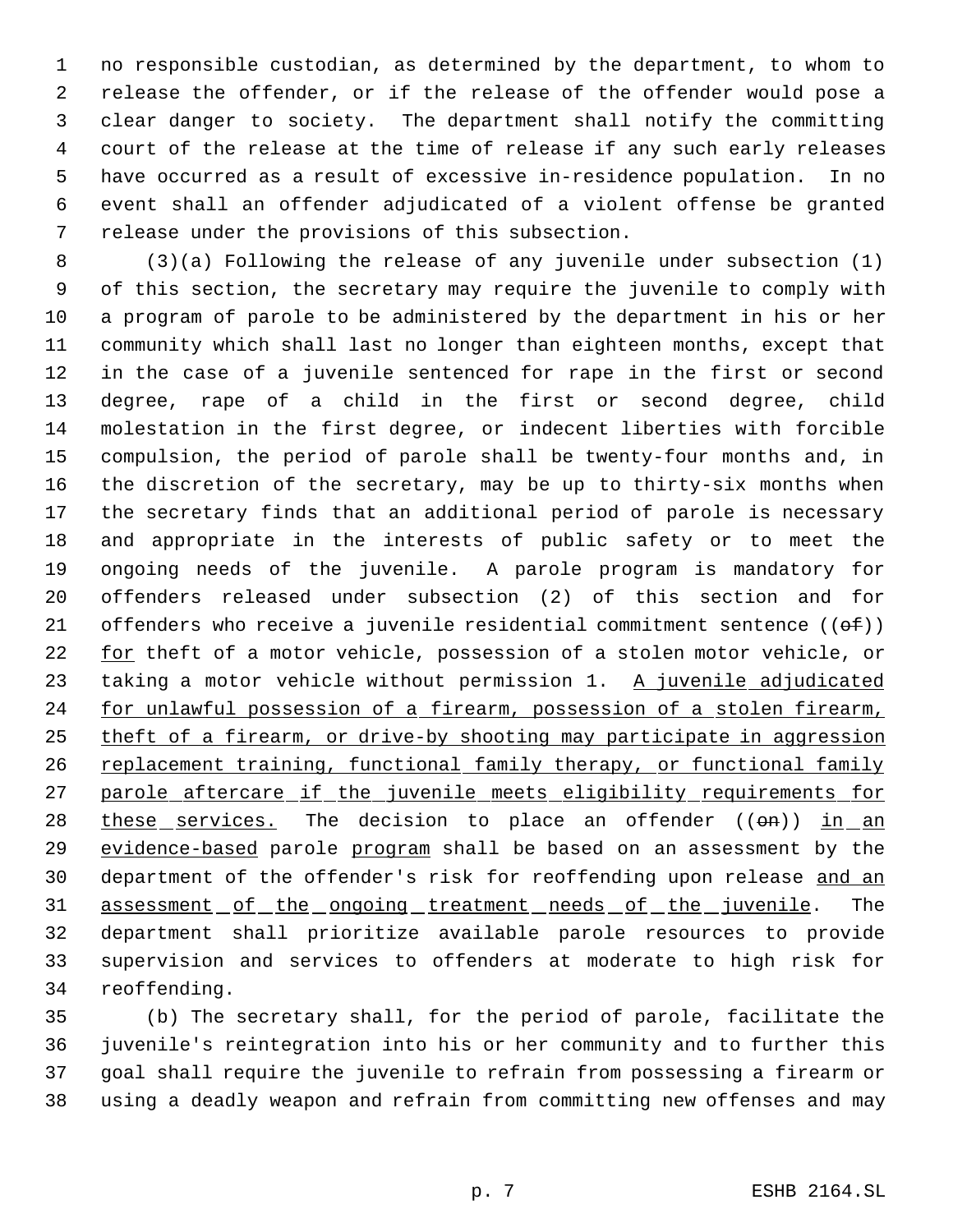no responsible custodian, as determined by the department, to whom to release the offender, or if the release of the offender would pose a clear danger to society. The department shall notify the committing court of the release at the time of release if any such early releases have occurred as a result of excessive in-residence population. In no event shall an offender adjudicated of a violent offense be granted release under the provisions of this subsection.

(3)(a) Following the release of any juvenile under subsection (1) of this section, the secretary may require the juvenile to comply with a program of parole to be administered by the department in his or her community which shall last no longer than eighteen months, except that in the case of a juvenile sentenced for rape in the first or second degree, rape of a child in the first or second degree, child molestation in the first degree, or indecent liberties with forcible compulsion, the period of parole shall be twenty-four months and, in the discretion of the secretary, may be up to thirty-six months when the secretary finds that an additional period of parole is necessary and appropriate in the interests of public safety or to meet the ongoing needs of the juvenile. A parole program is mandatory for offenders released under subsection (2) of this section and for offenders who receive a juvenile residential commitment sentence ((~~of~~)) <u>for</u> theft of a motor vehicle, possession of a stolen motor vehicle, or taking a motor vehicle without permission 1. <u>A juvenile adjudicated for unlawful possession of a firearm, possession of a stolen firearm, theft of a firearm, or drive-by shooting may participate in aggression replacement training, functional family therapy, or functional family parole aftercare if the juvenile meets eligibility requirements for these services.</u> The decision to place an offender ((~~on~~)) <u>in an evidence-based</u> parole <u>program</u> shall be based on an assessment by the department of the offender's risk for reoffending upon release <u>and an assessment of the ongoing treatment needs of the juvenile</u>. The department shall prioritize available parole resources to provide supervision and services to offenders at moderate to high risk for reoffending.

(b) The secretary shall, for the period of parole, facilitate the juvenile's reintegration into his or her community and to further this goal shall require the juvenile to refrain from possessing a firearm or using a deadly weapon and refrain from committing new offenses and may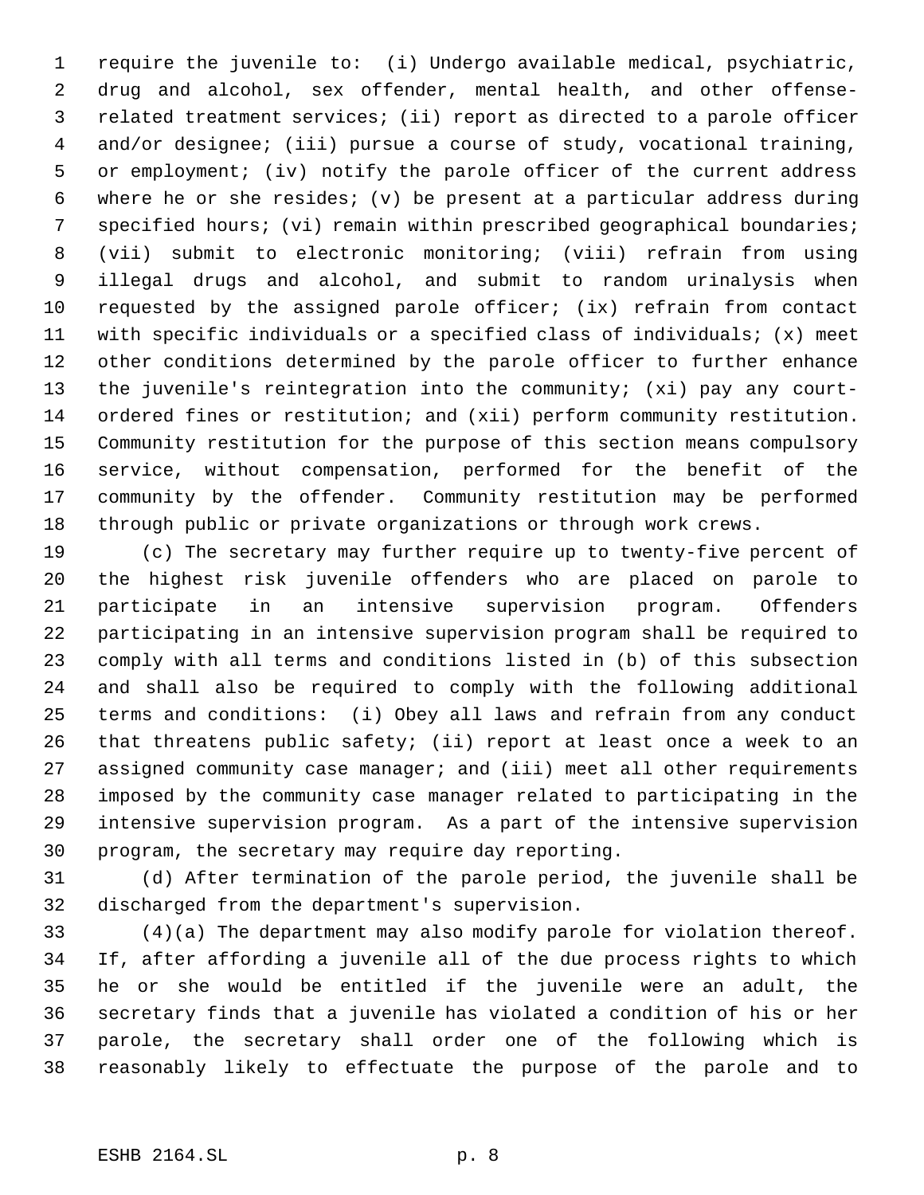require the juvenile to: (i) Undergo available medical, psychiatric, drug and alcohol, sex offender, mental health, and other offense-related treatment services; (ii) report as directed to a parole officer and/or designee; (iii) pursue a course of study, vocational training, or employment; (iv) notify the parole officer of the current address where he or she resides; (v) be present at a particular address during specified hours; (vi) remain within prescribed geographical boundaries; (vii) submit to electronic monitoring; (viii) refrain from using illegal drugs and alcohol, and submit to random urinalysis when requested by the assigned parole officer; (ix) refrain from contact with specific individuals or a specified class of individuals; (x) meet other conditions determined by the parole officer to further enhance the juvenile's reintegration into the community; (xi) pay any court-ordered fines or restitution; and (xii) perform community restitution. Community restitution for the purpose of this section means compulsory service, without compensation, performed for the benefit of the community by the offender. Community restitution may be performed through public or private organizations or through work crews.

(c) The secretary may further require up to twenty-five percent of the highest risk juvenile offenders who are placed on parole to participate in an intensive supervision program. Offenders participating in an intensive supervision program shall be required to comply with all terms and conditions listed in (b) of this subsection and shall also be required to comply with the following additional terms and conditions: (i) Obey all laws and refrain from any conduct that threatens public safety; (ii) report at least once a week to an assigned community case manager; and (iii) meet all other requirements imposed by the community case manager related to participating in the intensive supervision program. As a part of the intensive supervision program, the secretary may require day reporting.

(d) After termination of the parole period, the juvenile shall be discharged from the department's supervision.

(4)(a) The department may also modify parole for violation thereof. If, after affording a juvenile all of the due process rights to which he or she would be entitled if the juvenile were an adult, the secretary finds that a juvenile has violated a condition of his or her parole, the secretary shall order one of the following which is reasonably likely to effectuate the purpose of the parole and to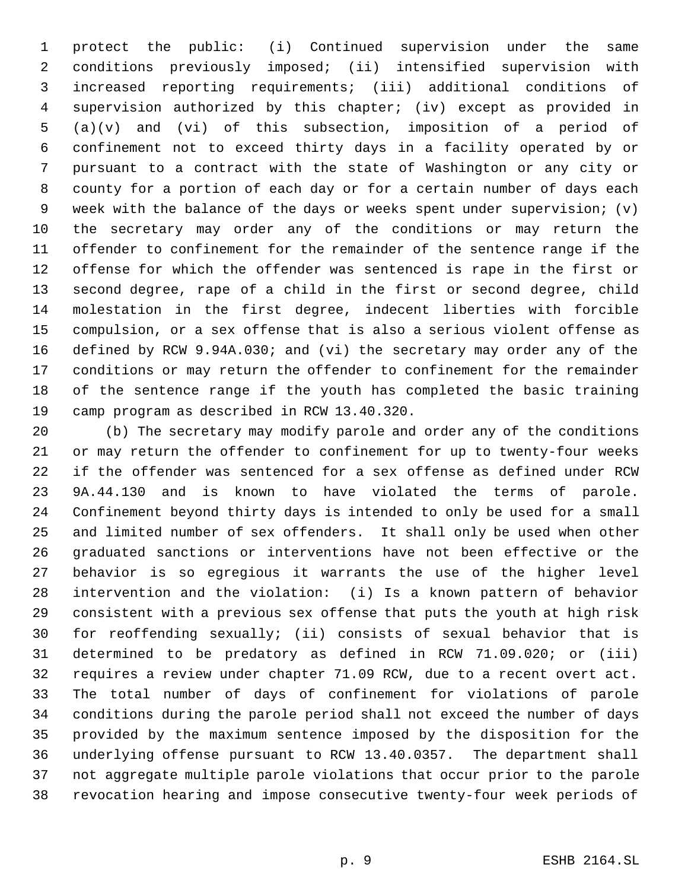protect the public: (i) Continued supervision under the same conditions previously imposed; (ii) intensified supervision with increased reporting requirements; (iii) additional conditions of supervision authorized by this chapter; (iv) except as provided in (a)(v) and (vi) of this subsection, imposition of a period of confinement not to exceed thirty days in a facility operated by or pursuant to a contract with the state of Washington or any city or county for a portion of each day or for a certain number of days each week with the balance of the days or weeks spent under supervision; (v) the secretary may order any of the conditions or may return the offender to confinement for the remainder of the sentence range if the offense for which the offender was sentenced is rape in the first or second degree, rape of a child in the first or second degree, child molestation in the first degree, indecent liberties with forcible compulsion, or a sex offense that is also a serious violent offense as defined by RCW 9.94A.030; and (vi) the secretary may order any of the conditions or may return the offender to confinement for the remainder of the sentence range if the youth has completed the basic training camp program as described in RCW 13.40.320.

(b) The secretary may modify parole and order any of the conditions or may return the offender to confinement for up to twenty-four weeks if the offender was sentenced for a sex offense as defined under RCW 9A.44.130 and is known to have violated the terms of parole. Confinement beyond thirty days is intended to only be used for a small and limited number of sex offenders. It shall only be used when other graduated sanctions or interventions have not been effective or the behavior is so egregious it warrants the use of the higher level intervention and the violation: (i) Is a known pattern of behavior consistent with a previous sex offense that puts the youth at high risk for reoffending sexually; (ii) consists of sexual behavior that is determined to be predatory as defined in RCW 71.09.020; or (iii) requires a review under chapter 71.09 RCW, due to a recent overt act. The total number of days of confinement for violations of parole conditions during the parole period shall not exceed the number of days provided by the maximum sentence imposed by the disposition for the underlying offense pursuant to RCW 13.40.0357. The department shall not aggregate multiple parole violations that occur prior to the parole revocation hearing and impose consecutive twenty-four week periods of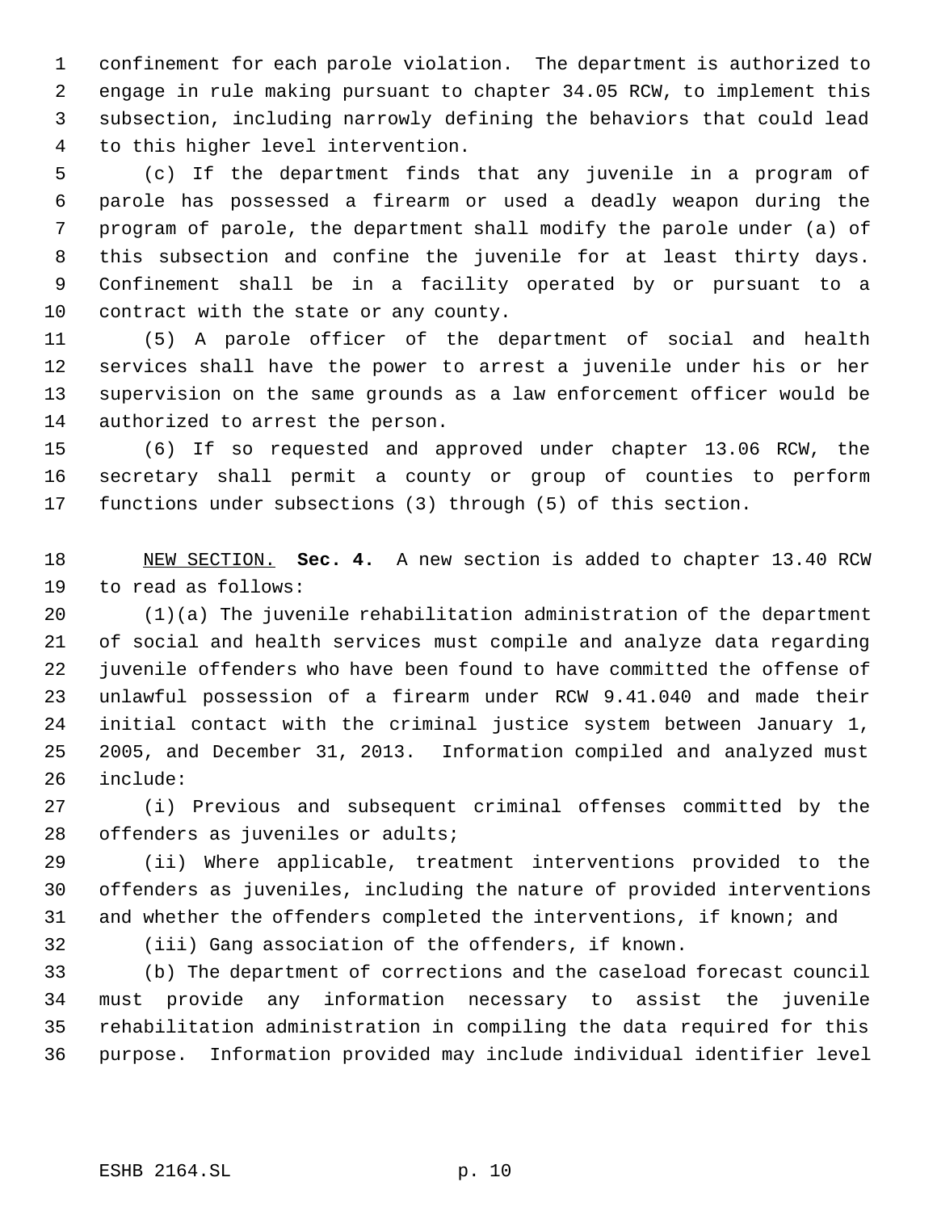confinement for each parole violation. The department is authorized to engage in rule making pursuant to chapter 34.05 RCW, to implement this subsection, including narrowly defining the behaviors that could lead to this higher level intervention.

(c) If the department finds that any juvenile in a program of parole has possessed a firearm or used a deadly weapon during the program of parole, the department shall modify the parole under (a) of this subsection and confine the juvenile for at least thirty days. Confinement shall be in a facility operated by or pursuant to a contract with the state or any county.

(5) A parole officer of the department of social and health services shall have the power to arrest a juvenile under his or her supervision on the same grounds as a law enforcement officer would be authorized to arrest the person.

(6) If so requested and approved under chapter 13.06 RCW, the secretary shall permit a county or group of counties to perform functions under subsections (3) through (5) of this section.

NEW SECTION. **Sec. 4.** A new section is added to chapter 13.40 RCW to read as follows:

(1)(a) The juvenile rehabilitation administration of the department of social and health services must compile and analyze data regarding juvenile offenders who have been found to have committed the offense of unlawful possession of a firearm under RCW 9.41.040 and made their initial contact with the criminal justice system between January 1, 2005, and December 31, 2013. Information compiled and analyzed must include:

(i) Previous and subsequent criminal offenses committed by the offenders as juveniles or adults;

(ii) Where applicable, treatment interventions provided to the offenders as juveniles, including the nature of provided interventions and whether the offenders completed the interventions, if known; and

(iii) Gang association of the offenders, if known.

(b) The department of corrections and the caseload forecast council must provide any information necessary to assist the juvenile rehabilitation administration in compiling the data required for this purpose. Information provided may include individual identifier level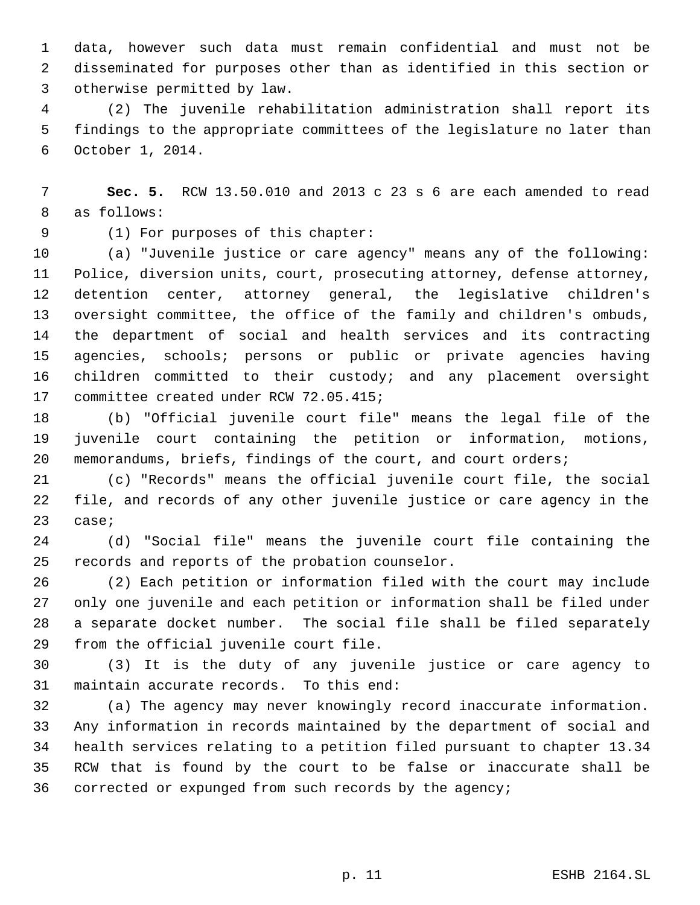data, however such data must remain confidential and must not be disseminated for purposes other than as identified in this section or otherwise permitted by law.

(2) The juvenile rehabilitation administration shall report its findings to the appropriate committees of the legislature no later than October 1, 2014.

**Sec. 5.** RCW 13.50.010 and 2013 c 23 s 6 are each amended to read as follows:

(1) For purposes of this chapter:

(a) "Juvenile justice or care agency" means any of the following: Police, diversion units, court, prosecuting attorney, defense attorney, detention center, attorney general, the legislative children's oversight committee, the office of the family and children's ombuds, the department of social and health services and its contracting agencies, schools; persons or public or private agencies having children committed to their custody; and any placement oversight committee created under RCW 72.05.415;

(b) "Official juvenile court file" means the legal file of the juvenile court containing the petition or information, motions, memorandums, briefs, findings of the court, and court orders;

(c) "Records" means the official juvenile court file, the social file, and records of any other juvenile justice or care agency in the case;

(d) "Social file" means the juvenile court file containing the records and reports of the probation counselor.

(2) Each petition or information filed with the court may include only one juvenile and each petition or information shall be filed under a separate docket number. The social file shall be filed separately from the official juvenile court file.

(3) It is the duty of any juvenile justice or care agency to maintain accurate records. To this end:

(a) The agency may never knowingly record inaccurate information. Any information in records maintained by the department of social and health services relating to a petition filed pursuant to chapter 13.34 RCW that is found by the court to be false or inaccurate shall be corrected or expunged from such records by the agency;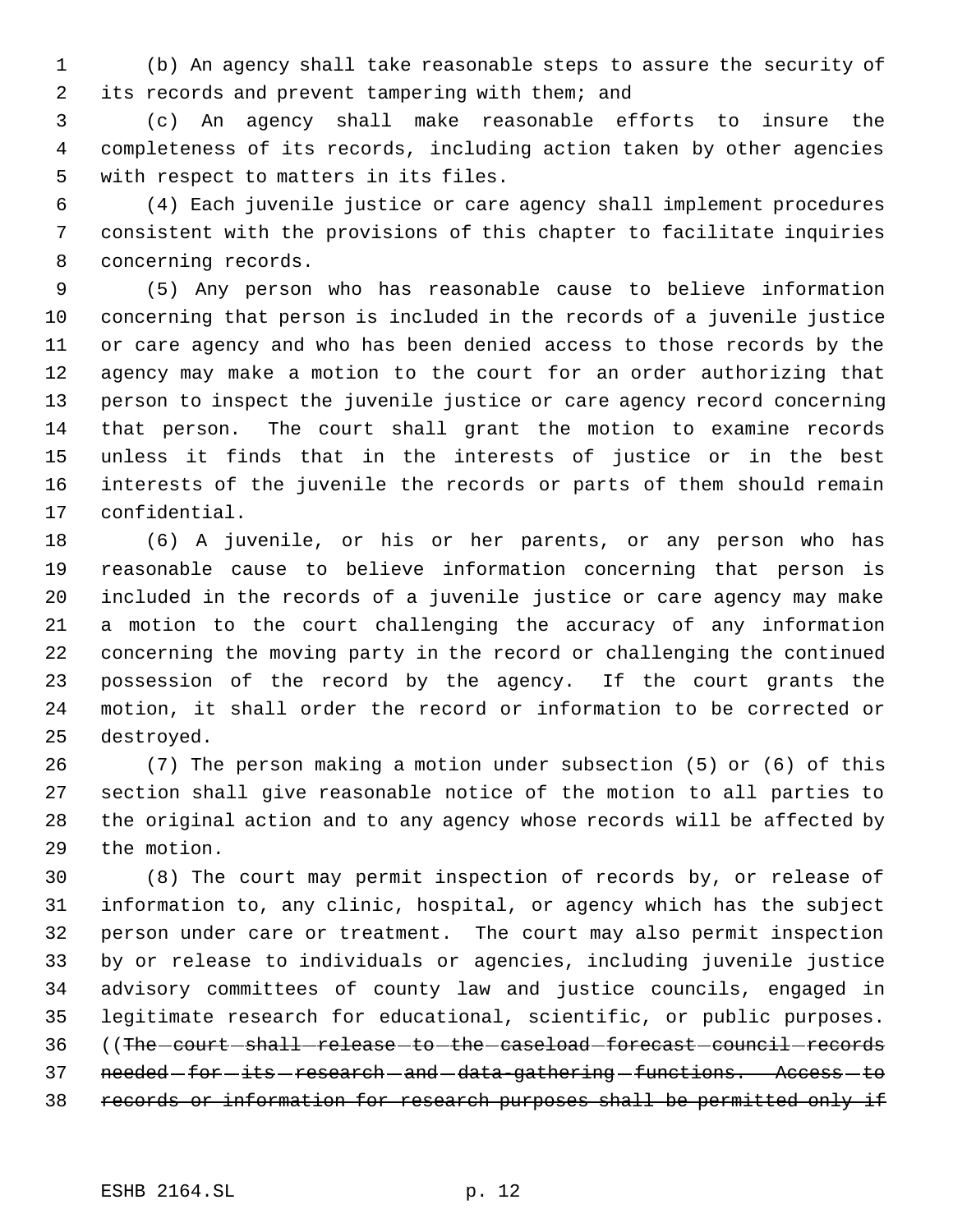(b) An agency shall take reasonable steps to assure the security of its records and prevent tampering with them; and

(c) An agency shall make reasonable efforts to insure the completeness of its records, including action taken by other agencies with respect to matters in its files.

(4) Each juvenile justice or care agency shall implement procedures consistent with the provisions of this chapter to facilitate inquiries concerning records.

(5) Any person who has reasonable cause to believe information concerning that person is included in the records of a juvenile justice or care agency and who has been denied access to those records by the agency may make a motion to the court for an order authorizing that person to inspect the juvenile justice or care agency record concerning that person. The court shall grant the motion to examine records unless it finds that in the interests of justice or in the best interests of the juvenile the records or parts of them should remain confidential.

(6) A juvenile, or his or her parents, or any person who has reasonable cause to believe information concerning that person is included in the records of a juvenile justice or care agency may make a motion to the court challenging the accuracy of any information concerning the moving party in the record or challenging the continued possession of the record by the agency. If the court grants the motion, it shall order the record or information to be corrected or destroyed.

(7) The person making a motion under subsection (5) or (6) of this section shall give reasonable notice of the motion to all parties to the original action and to any agency whose records will be affected by the motion.

(8) The court may permit inspection of records by, or release of information to, any clinic, hospital, or agency which has the subject person under care or treatment. The court may also permit inspection by or release to individuals or agencies, including juvenile justice advisory committees of county law and justice councils, engaged in legitimate research for educational, scientific, or public purposes. ((~~The court shall release to the caseload forecast council records needed for its research and data-gathering functions. Access to records or information for research purposes shall be permitted only if~~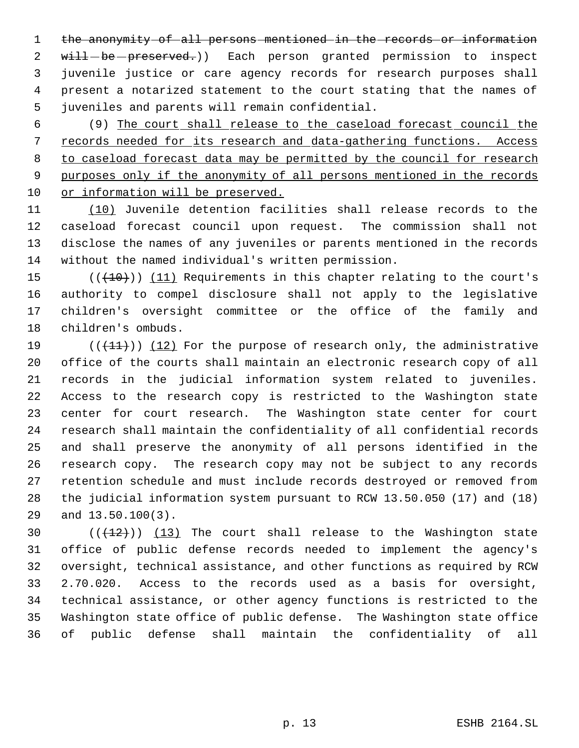~~the anonymity of all persons mentioned in the records or information will be preserved.~~)) Each person granted permission to inspect juvenile justice or care agency records for research purposes shall present a notarized statement to the court stating that the names of juveniles and parents will remain confidential.

(9) <u>The court shall release to the caseload forecast council the records needed for its research and data-gathering functions. Access to caseload forecast data may be permitted by the council for research purposes only if the anonymity of all persons mentioned in the records or information will be preserved.</u>

<u>(10)</u> Juvenile detention facilities shall release records to the caseload forecast council upon request. The commission shall not disclose the names of any juveniles or parents mentioned in the records without the named individual's written permission.

((~~(10)~~)) <u>(11)</u> Requirements in this chapter relating to the court's authority to compel disclosure shall not apply to the legislative children's oversight committee or the office of the family and children's ombuds.

((~~(11)~~)) <u>(12)</u> For the purpose of research only, the administrative office of the courts shall maintain an electronic research copy of all records in the judicial information system related to juveniles. Access to the research copy is restricted to the Washington state center for court research. The Washington state center for court research shall maintain the confidentiality of all confidential records and shall preserve the anonymity of all persons identified in the research copy. The research copy may not be subject to any records retention schedule and must include records destroyed or removed from the judicial information system pursuant to RCW 13.50.050 (17) and (18) and 13.50.100(3).

((~~(12)~~)) <u>(13)</u> The court shall release to the Washington state office of public defense records needed to implement the agency's oversight, technical assistance, and other functions as required by RCW 2.70.020. Access to the records used as a basis for oversight, technical assistance, or other agency functions is restricted to the Washington state office of public defense. The Washington state office of public defense shall maintain the confidentiality of all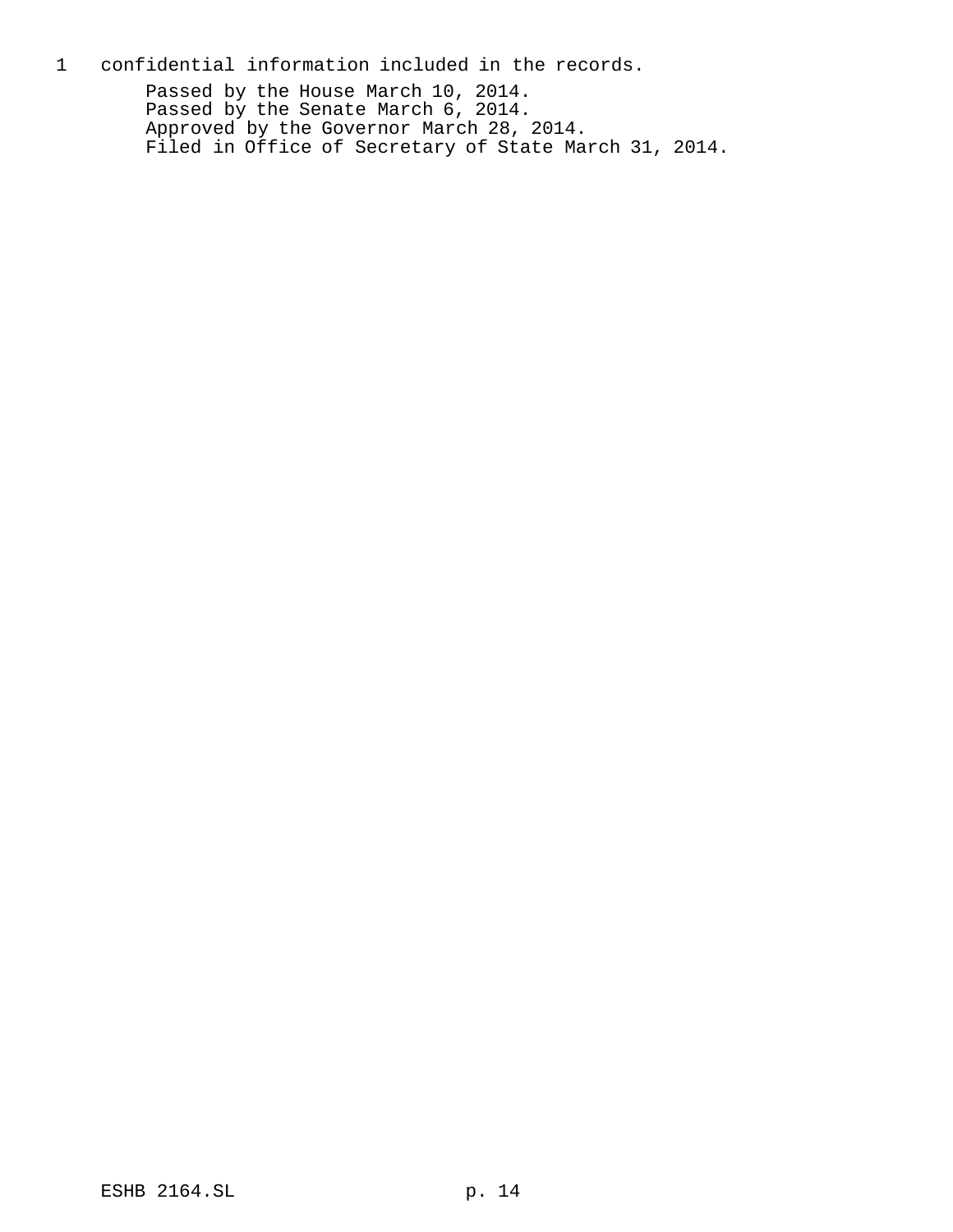confidential information included in the records.

Passed by the House March 10, 2014.
Passed by the Senate March 6, 2014.
Approved by the Governor March 28, 2014.
Filed in Office of Secretary of State March 31, 2014.